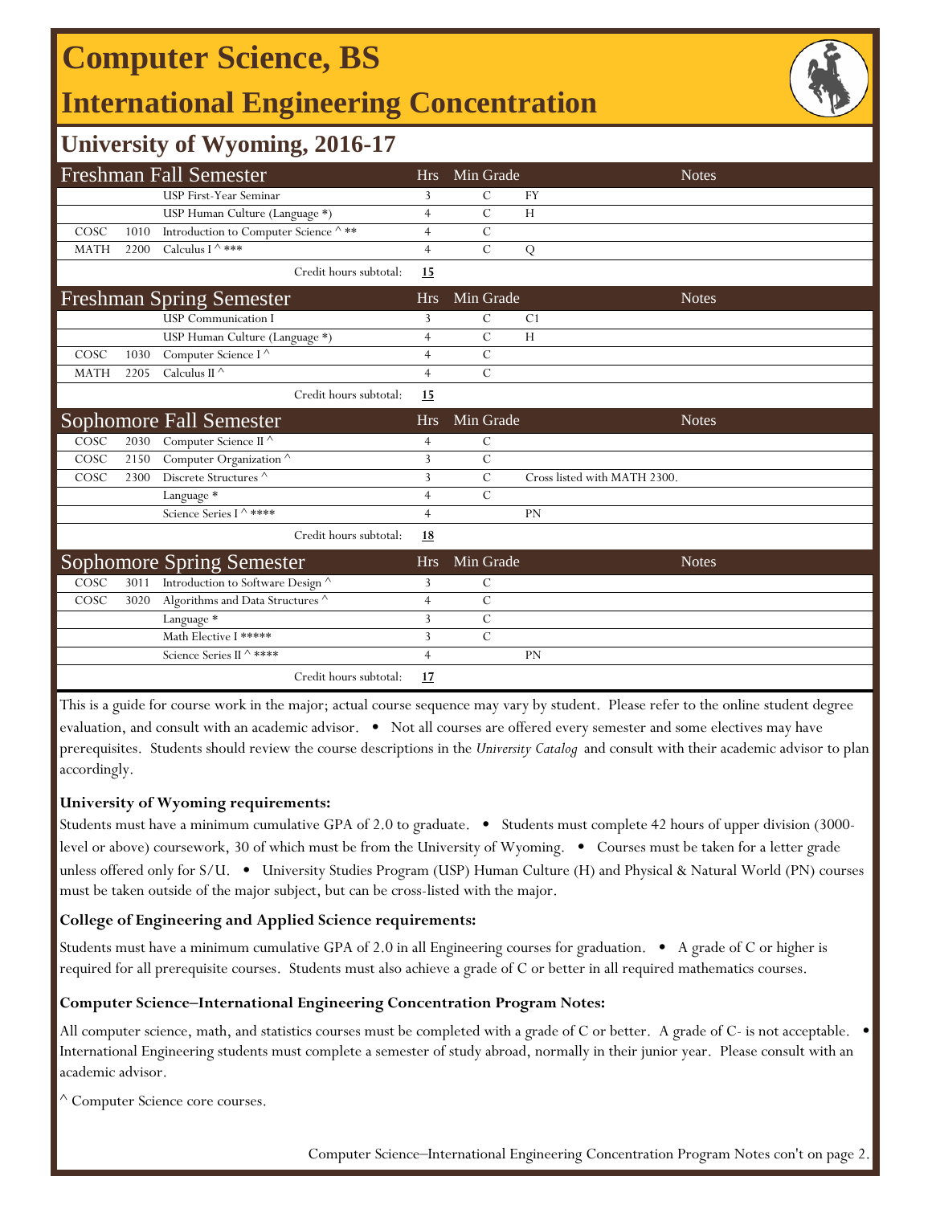# Computer Science, BS

## International Engineering Concentration

### University of Wyoming, 2016-17

| Freshman Fall Semester | | | Hrs | Min Grade | Notes |
|---|---|---|---|---|---|
| | | USP First-Year Seminar | 3 | C | FY |
| | | USP Human Culture (Language *) | 4 | C | H |
| COSC | 1010 | Introduction to Computer Science ^ ** | 4 | C | |
| MATH | 2200 | Calculus I ^ *** | 4 | C | Q |
| | | Credit hours subtotal: | **15** | | |

| Freshman Spring Semester | | | Hrs | Min Grade | Notes |
|---|---|---|---|---|---|
| | | USP Communication I | 3 | C | C1 |
| | | USP Human Culture (Language *) | 4 | C | H |
| COSC | 1030 | Computer Science I ^ | 4 | C | |
| MATH | 2205 | Calculus II ^ | 4 | C | |
| | | Credit hours subtotal: | **15** | | |

| Sophomore Fall Semester | | | Hrs | Min Grade | Notes |
|---|---|---|---|---|---|
| COSC | 2030 | Computer Science II ^ | 4 | C | |
| COSC | 2150 | Computer Organization ^ | 3 | C | |
| COSC | 2300 | Discrete Structures ^ | 3 | C | Cross listed with MATH 2300. |
| | | Language * | 4 | C | |
| | | Science Series I ^ **** | 4 | | PN |
| | | Credit hours subtotal: | **18** | | |

| Sophomore Spring Semester | | | Hrs | Min Grade | Notes |
|---|---|---|---|---|---|
| COSC | 3011 | Introduction to Software Design ^ | 3 | C | |
| COSC | 3020 | Algorithms and Data Structures ^ | 4 | C | |
| | | Language * | 3 | C | |
| | | Math Elective I ***** | 3 | C | |
| | | Science Series II ^ **** | 4 | | PN |
| | | Credit hours subtotal: | **17** | | |

This is a guide for course work in the major; actual course sequence may vary by student. Please refer to the online student degree evaluation, and consult with an academic advisor. • Not all courses are offered every semester and some electives may have prerequisites. Students should review the course descriptions in the *University Catalog* and consult with their academic advisor to plan accordingly.

**University of Wyoming requirements:**

Students must have a minimum cumulative GPA of 2.0 to graduate. • Students must complete 42 hours of upper division (3000-level or above) coursework, 30 of which must be from the University of Wyoming. • Courses must be taken for a letter grade unless offered only for S/U. • University Studies Program (USP) Human Culture (H) and Physical & Natural World (PN) courses must be taken outside of the major subject, but can be cross-listed with the major.

**College of Engineering and Applied Science requirements:**

Students must have a minimum cumulative GPA of 2.0 in all Engineering courses for graduation. • A grade of C or higher is required for all prerequisite courses. Students must also achieve a grade of C or better in all required mathematics courses.

**Computer Science–International Engineering Concentration Program Notes:**

All computer science, math, and statistics courses must be completed with a grade of C or better. A grade of C- is not acceptable. • International Engineering students must complete a semester of study abroad, normally in their junior year. Please consult with an academic advisor.

^ Computer Science core courses.

Computer Science–International Engineering Concentration Program Notes con't on page 2.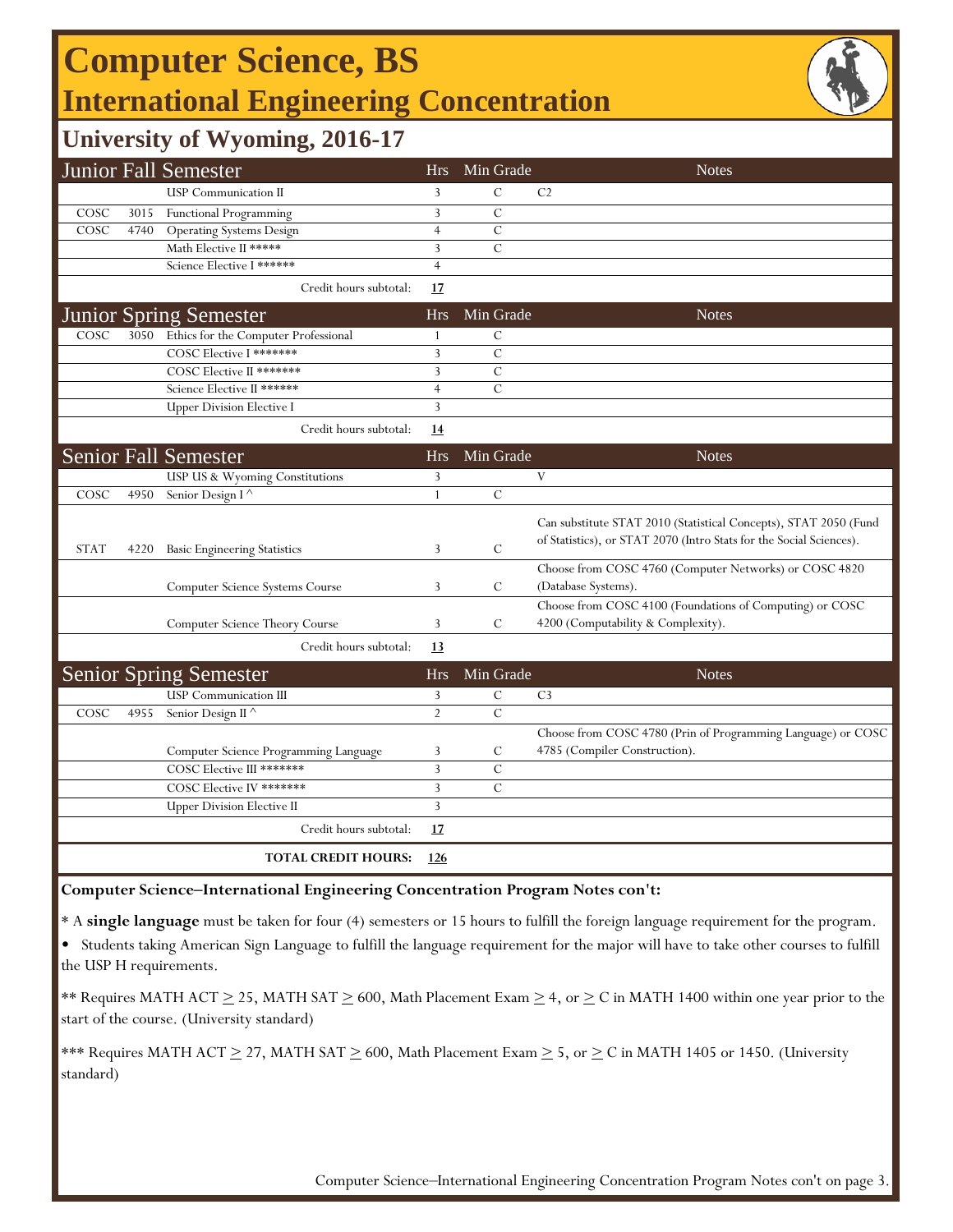# Computer Science, BS

## International Engineering Concentration

### University of Wyoming, 2016-17

| Junior Fall Semester | | | Hrs | Min Grade | Notes |
|---|---|---|---|---|---|
| | | USP Communication II | 3 | C | C2 |
| COSC | 3015 | Functional Programming | 3 | C | |
| COSC | 4740 | Operating Systems Design | 4 | C | |
| | | Math Elective II ***** | 3 | C | |
| | | Science Elective I ****** | 4 | | |
| | | Credit hours subtotal: | **17** | | |

| Junior Spring Semester | | | Hrs | Min Grade | Notes |
|---|---|---|---|---|---|
| COSC | 3050 | Ethics for the Computer Professional | 1 | C | |
| | | COSC Elective I ******* | 3 | C | |
| | | COSC Elective II ******* | 3 | C | |
| | | Science Elective II ****** | 4 | C | |
| | | Upper Division Elective I | 3 | | |
| | | Credit hours subtotal: | **14** | | |

| Senior Fall Semester | | | Hrs | Min Grade | Notes |
|---|---|---|---|---|---|
| | | USP US & Wyoming Constitutions | 3 | | V |
| COSC | 4950 | Senior Design I ^ | 1 | C | |
| STAT | 4220 | Basic Engineering Statistics | 3 | C | Can substitute STAT 2010 (Statistical Concepts), STAT 2050 (Fund of Statistics), or STAT 2070 (Intro Stats for the Social Sciences). |
| | | Computer Science Systems Course | 3 | C | Choose from COSC 4760 (Computer Networks) or COSC 4820 (Database Systems). |
| | | Computer Science Theory Course | 3 | C | Choose from COSC 4100 (Foundations of Computing) or COSC 4200 (Computability & Complexity). |
| | | Credit hours subtotal: | **13** | | |

| Senior Spring Semester | | | Hrs | Min Grade | Notes |
|---|---|---|---|---|---|
| | | USP Communication III | 3 | C | C3 |
| COSC | 4955 | Senior Design II ^ | 2 | C | |
| | | Computer Science Programming Language | 3 | C | Choose from COSC 4780 (Prin of Programming Language) or COSC 4785 (Compiler Construction). |
| | | COSC Elective III ******* | 3 | C | |
| | | COSC Elective IV ******* | 3 | C | |
| | | Upper Division Elective II | 3 | | |
| | | Credit hours subtotal: | **17** | | |
| | | **TOTAL CREDIT HOURS:** | **126** | | |

**Computer Science–International Engineering Concentration Program Notes con't:**

* A **single language** must be taken for four (4) semesters or 15 hours to fulfill the foreign language requirement for the program.

- Students taking American Sign Language to fulfill the language requirement for the major will have to take other courses to fulfill the USP H requirements.

** Requires MATH ACT $\geq$ 25, MATH SAT $\geq$ 600, Math Placement Exam $\geq$ 4, or $\geq$ C in MATH 1400 within one year prior to the start of the course. (University standard)

*** Requires MATH ACT $\geq$ 27, MATH SAT $\geq$ 600, Math Placement Exam $\geq$ 5, or $\geq$ C in MATH 1405 or 1450. (University standard)

Computer Science–International Engineering Concentration Program Notes con't on page 3.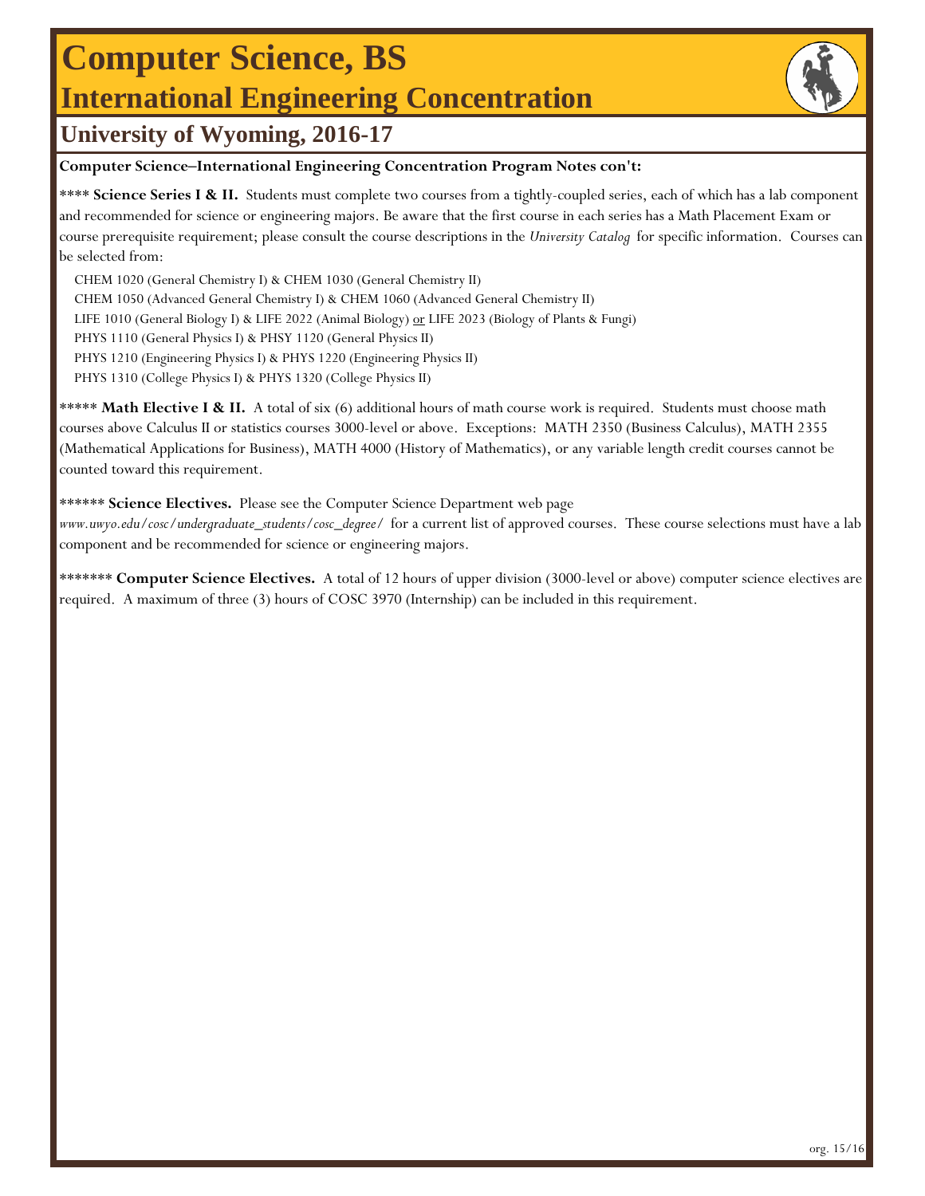# Computer Science, BS
## International Engineering Concentration
## University of Wyoming, 2016-17

**Computer Science–International Engineering Concentration Program Notes con't:**

**** **Science Series I & II.** Students must complete two courses from a tightly-coupled series, each of which has a lab component and recommended for science or engineering majors. Be aware that the first course in each series has a Math Placement Exam or course prerequisite requirement; please consult the course descriptions in the *University Catalog* for specific information. Courses can be selected from:

CHEM 1020 (General Chemistry I) & CHEM 1030 (General Chemistry II)
CHEM 1050 (Advanced General Chemistry I) & CHEM 1060 (Advanced General Chemistry II)
LIFE 1010 (General Biology I) & LIFE 2022 (Animal Biology) <u>or</u> LIFE 2023 (Biology of Plants & Fungi)
PHYS 1110 (General Physics I) & PHSY 1120 (General Physics II)
PHYS 1210 (Engineering Physics I) & PHYS 1220 (Engineering Physics II)
PHYS 1310 (College Physics I) & PHYS 1320 (College Physics II)

***** **Math Elective I & II.** A total of six (6) additional hours of math course work is required. Students must choose math courses above Calculus II or statistics courses 3000-level or above. Exceptions: MATH 2350 (Business Calculus), MATH 2355 (Mathematical Applications for Business), MATH 4000 (History of Mathematics), or any variable length credit courses cannot be counted toward this requirement.

****** **Science Electives.** Please see the Computer Science Department web page *www.uwyo.edu/cosc/undergraduate_students/cosc_degree/* for a current list of approved courses. These course selections must have a lab component and be recommended for science or engineering majors.

******* **Computer Science Electives.** A total of 12 hours of upper division (3000-level or above) computer science electives are required. A maximum of three (3) hours of COSC 3970 (Internship) can be included in this requirement.

org. 15/16